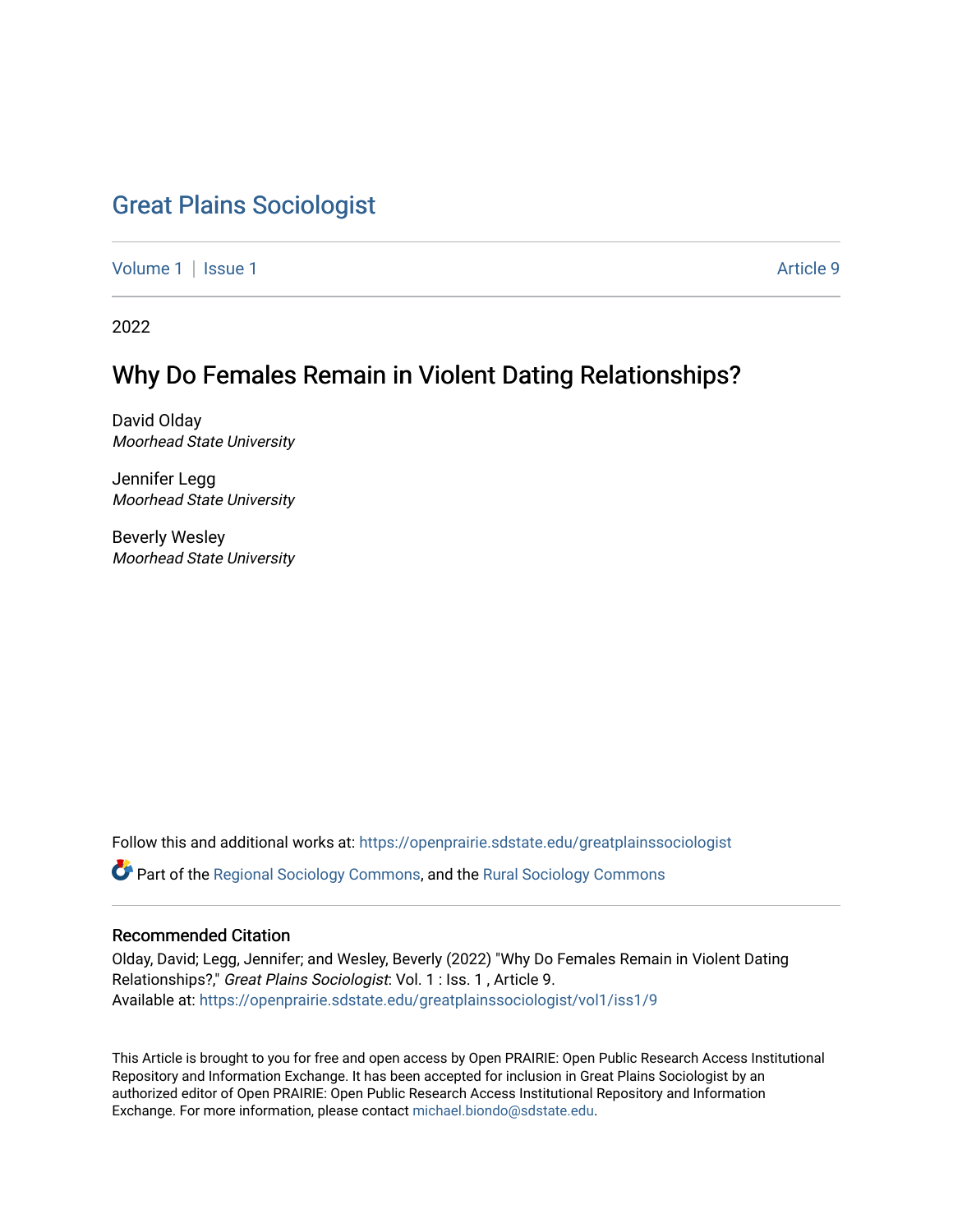# Great Plains Sociologist

Volume 1 | Issue 1 Article 9

2022

## Why Do Females Remain in Violent Dating Relationships?

David Olday
*Moorhead State University*

Jennifer Legg
*Moorhead State University*

Beverly Wesley
*Moorhead State University*

Follow this and additional works at: https://openprairie.sdstate.edu/greatplainssociologist

Part of the Regional Sociology Commons, and the Rural Sociology Commons

### Recommended Citation

Olday, David; Legg, Jennifer; and Wesley, Beverly (2022) "Why Do Females Remain in Violent Dating Relationships?," *Great Plains Sociologist*: Vol. 1 : Iss. 1 , Article 9.
Available at: https://openprairie.sdstate.edu/greatplainssociologist/vol1/iss1/9

This Article is brought to you for free and open access by Open PRAIRIE: Open Public Research Access Institutional Repository and Information Exchange. It has been accepted for inclusion in Great Plains Sociologist by an authorized editor of Open PRAIRIE: Open Public Research Access Institutional Repository and Information Exchange. For more information, please contact michael.biondo@sdstate.edu.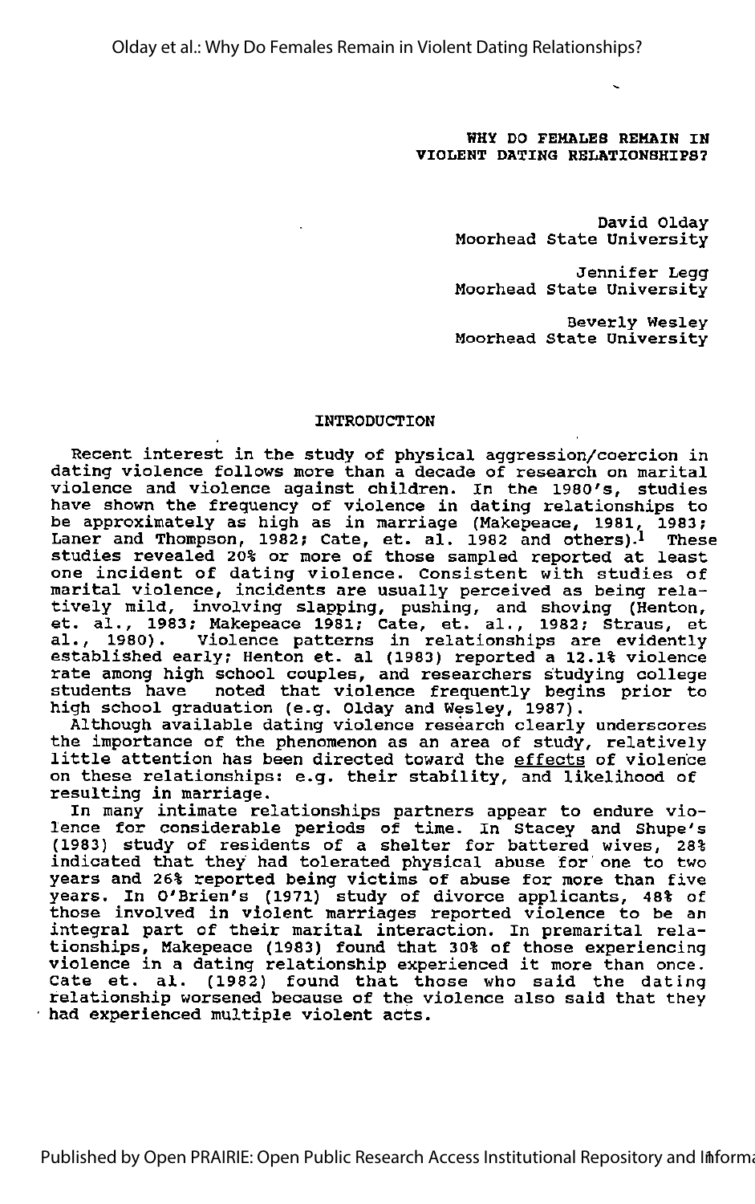# WHY DO FEMALES REMAIN IN VIOLENT DATING RELATIONSHIPS?

David Olday
Moorhead State University

Jennifer Legg
Moorhead State University

Beverly Wesley
Moorhead State University

## INTRODUCTION

Recent interest in the study of physical aggression/coercion in dating violence follows more than a decade of research on marital violence and violence against children. In the 1980's, studies have shown the frequency of violence in dating relationships to be approximately as high as in marriage (Makepeace, 1981, 1983; Laner and Thompson, 1982; Cate, et. al. 1982 and others).[1] These studies revealed 20% or more of those sampled reported at least one incident of dating violence. Consistent with studies of marital violence, incidents are usually perceived as being relatively mild, involving slapping, pushing, and shoving (Henton, et. al., 1983; Makepeace 1981; Cate, et. al., 1982; Straus, et al., 1980). Violence patterns in relationships are evidently established early; Henton et. al (1983) reported a 12.1% violence rate among high school couples, and researchers studying college students have noted that violence frequently begins prior to high school graduation (e.g. Olday and Wesley, 1987).

Although available dating violence research clearly underscores the importance of the phenomenon as an area of study, relatively little attention has been directed toward the <u>effects</u> of violence on these relationships: e.g. their stability, and likelihood of resulting in marriage.

In many intimate relationships partners appear to endure violence for considerable periods of time. In Stacey and Shupe's (1983) study of residents of a shelter for battered wives, 28% indicated that they had tolerated physical abuse for one to two years and 26% reported being victims of abuse for more than five years. In O'Brien's (1971) study of divorce applicants, 48% of those involved in violent marriages reported violence to be an integral part of their marital interaction. In premarital relationships, Makepeace (1983) found that 30% of those experiencing violence in a dating relationship experienced it more than once. Cate et. al. (1982) found that those who said the dating relationship worsened because of the violence also said that they had experienced multiple violent acts.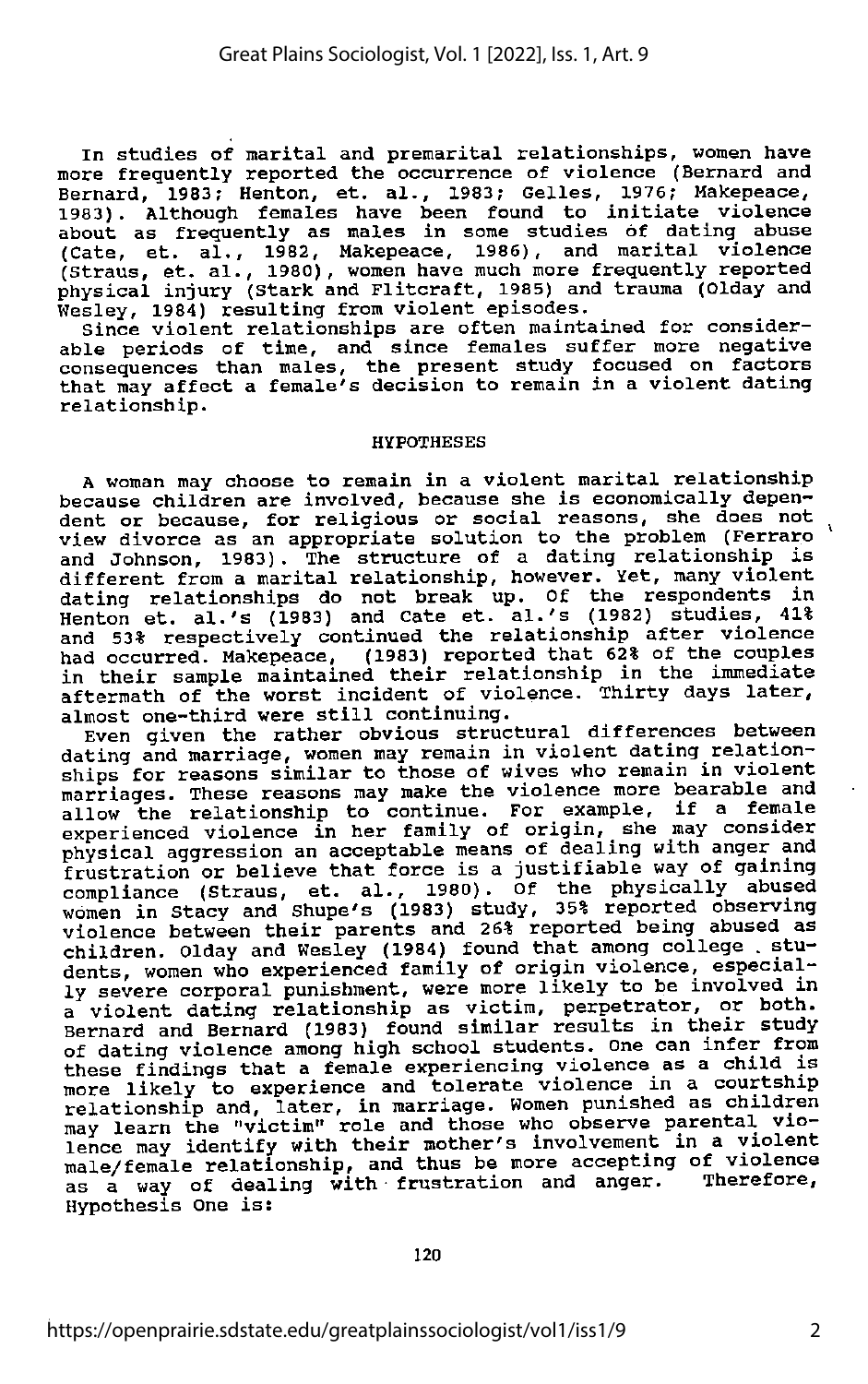In studies of marital and premarital relationships, women have more frequently reported the occurrence of violence (Bernard and Bernard, 1983; Henton, et. al., 1983; Gelles, 1976; Makepeace, 1983). Although females have been found to initiate violence about as frequently as males in some studies of dating abuse (Cate, et. al., 1982, Makepeace, 1986), and marital violence (Straus, et. al., 1980), women have much more frequently reported physical injury (Stark and Flitcraft, 1985) and trauma (Olday and Wesley, 1984) resulting from violent episodes.

Since violent relationships are often maintained for considerable periods of time, and since females suffer more negative consequences than males, the present study focused on factors that may affect a female's decision to remain in a violent dating relationship.

## HYPOTHESES

A woman may choose to remain in a violent marital relationship because children are involved, because she is economically dependent or because, for religious or social reasons, she does not view divorce as an appropriate solution to the problem (Ferraro and Johnson, 1983). The structure of a dating relationship is different from a marital relationship, however. Yet, many violent dating relationships do not break up. Of the respondents in Henton et. al.'s (1983) and Cate et. al.'s (1982) studies, 41% and 53% respectively continued the relationship after violence had occurred. Makepeace, (1983) reported that 62% of the couples in their sample maintained their relationship in the immediate aftermath of the worst incident of violence. Thirty days later, almost one-third were still continuing.

Even given the rather obvious structural differences between dating and marriage, women may remain in violent dating relationships for reasons similar to those of wives who remain in violent marriages. These reasons may make the violence more bearable and allow the relationship to continue. For example, if a female experienced violence in her family of origin, she may consider physical aggression an acceptable means of dealing with anger and frustration or believe that force is a justifiable way of gaining compliance (Straus, et. al., 1980). Of the physically abused women in Stacy and Shupe's (1983) study, 35% reported observing violence between their parents and 26% reported being abused as children. Olday and Wesley (1984) found that among college students, women who experienced family of origin violence, especially severe corporal punishment, were more likely to be involved in a violent dating relationship as victim, perpetrator, or both. Bernard and Bernard (1983) found similar results in their study of dating violence among high school students. One can infer from these findings that a female experiencing violence as a child is more likely to experience and tolerate violence in a courtship relationship and, later, in marriage. Women punished as children may learn the "victim" role and those who observe parental violence may identify with their mother's involvement in a violent male/female relationship, and thus be more accepting of violence as a way of dealing with frustration and anger. Therefore, Hypothesis One is: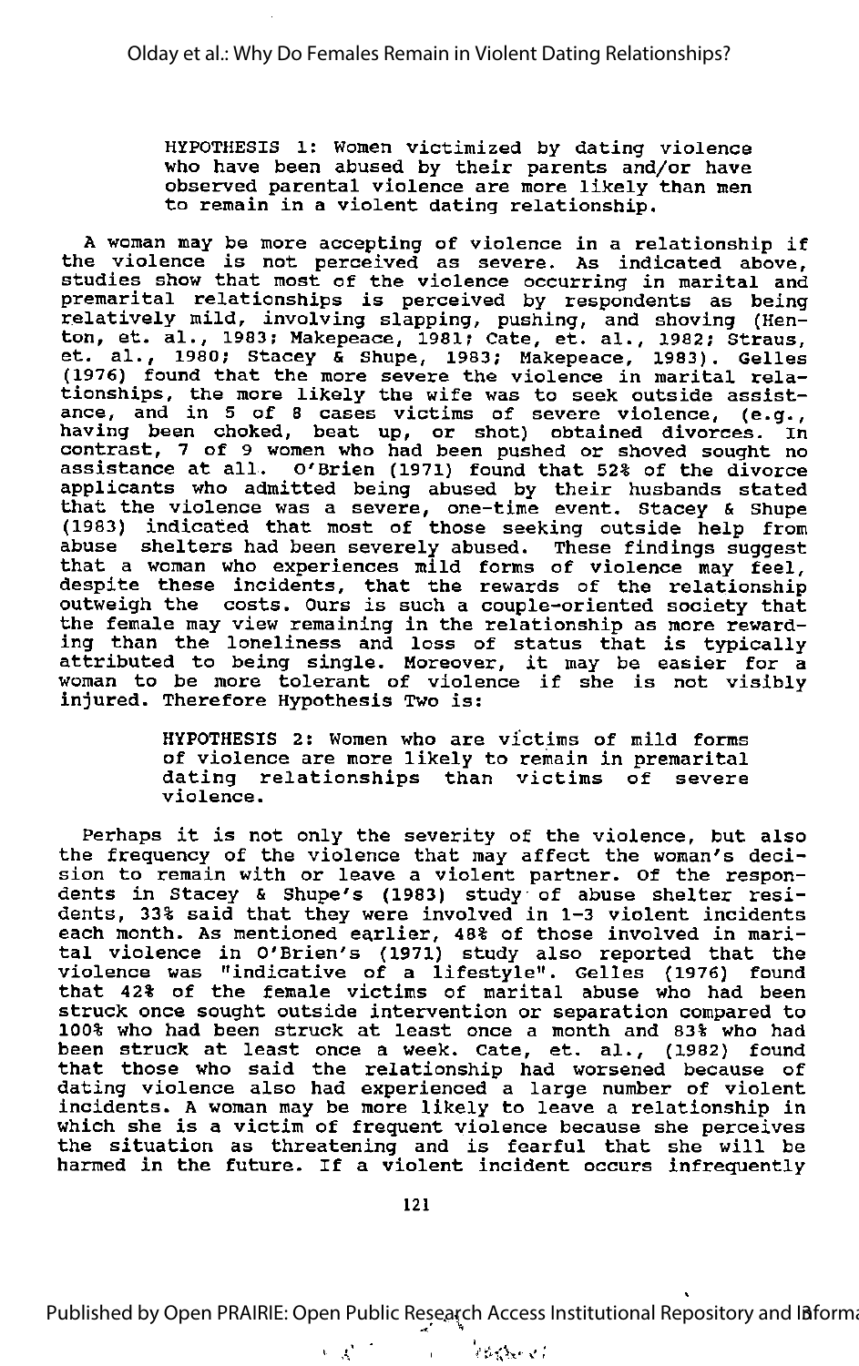HYPOTHESIS 1: Women victimized by dating violence who have been abused by their parents and/or have observed parental violence are more likely than men to remain in a violent dating relationship.

A woman may be more accepting of violence in a relationship if the violence is not perceived as severe. As indicated above, studies show that most of the violence occurring in marital and premarital relationships is perceived by respondents as being relatively mild, involving slapping, pushing, and shoving (Henton, et. al., 1983; Makepeace, 1981; Cate, et. al., 1982; Straus, et. al., 1980; Stacey & Shupe, 1983; Makepeace, 1983). Gelles (1976) found that the more severe the violence in marital relationships, the more likely the wife was to seek outside assistance, and in 5 of 8 cases victims of severe violence, (e.g., having been choked, beat up, or shot) obtained divorces. In contrast, 7 of 9 women who had been pushed or shoved sought no assistance at all. O'Brien (1971) found that 52% of the divorce applicants who admitted being abused by their husbands stated that the violence was a severe, one-time event. Stacey & Shupe (1983) indicated that most of those seeking outside help from abuse shelters had been severely abused. These findings suggest that a woman who experiences mild forms of violence may feel, despite these incidents, that the rewards of the relationship outweigh the costs. Ours is such a couple-oriented society that the female may view remaining in the relationship as more rewarding than the loneliness and loss of status that is typically attributed to being single. Moreover, it may be easier for a woman to be more tolerant of violence if she is not visibly injured. Therefore Hypothesis Two is:

HYPOTHESIS 2: Women who are victims of mild forms of violence are more likely to remain in premarital dating relationships than victims of severe violence.

Perhaps it is not only the severity of the violence, but also the frequency of the violence that may affect the woman's decision to remain with or leave a violent partner. Of the respondents in Stacey & Shupe's (1983) study of abuse shelter residents, 33% said that they were involved in 1-3 violent incidents each month. As mentioned earlier, 48% of those involved in marital violence in O'Brien's (1971) study also reported that the violence was "indicative of a lifestyle". Gelles (1976) found that 42% of the female victims of marital abuse who had been struck once sought outside intervention or separation compared to 100% who had been struck at least once a month and 83% who had been struck at least once a week. Cate, et. al., (1982) found that those who said the relationship had worsened because of dating violence also had experienced a large number of violent incidents. A woman may be more likely to leave a relationship in which she is a victim of frequent violence because she perceives the situation as threatening and is fearful that she will be harmed in the future. If a violent incident occurs infrequently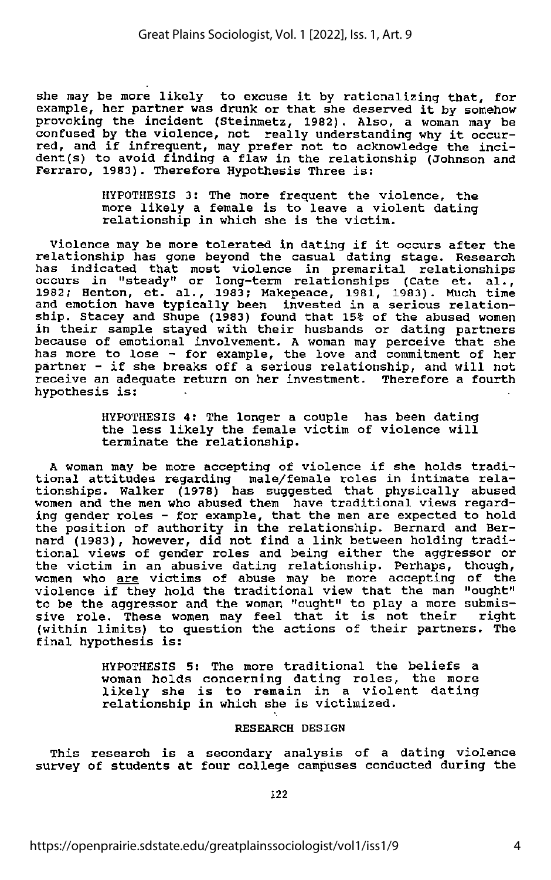she may be more likely to excuse it by rationalizing that, for example, her partner was drunk or that she deserved it by somehow provoking the incident (Steinmetz, 1982). Also, a woman may be confused by the violence, not really understanding why it occurred, and if infrequent, may prefer not to acknowledge the incident(s) to avoid finding a flaw in the relationship (Johnson and Ferraro, 1983). Therefore Hypothesis Three is:

> HYPOTHESIS 3: The more frequent the violence, the more likely a female is to leave a violent dating relationship in which she is the victim.

Violence may be more tolerated in dating if it occurs after the relationship has gone beyond the casual dating stage. Research has indicated that most violence in premarital relationships occurs in "steady" or long-term relationships (Cate et. al., 1982; Henton, et. al., 1983; Makepeace, 1981, 1983). Much time and emotion have typically been invested in a serious relationship. Stacey and Shupe (1983) found that 15% of the abused women in their sample stayed with their husbands or dating partners because of emotional involvement. A woman may perceive that she has more to lose - for example, the love and commitment of her partner - if she breaks off a serious relationship, and will not receive an adequate return on her investment. Therefore a fourth hypothesis is:

> HYPOTHESIS 4: The longer a couple has been dating the less likely the female victim of violence will terminate the relationship.

A woman may be more accepting of violence if she holds traditional attitudes regarding male/female roles in intimate relationships. Walker (1978) has suggested that physically abused women and the men who abused them have traditional views regarding gender roles - for example, that the men are expected to hold the position of authority in the relationship. Bernard and Bernard (1983), however, did not find a link between holding traditional views of gender roles and being either the aggressor or the victim in an abusive dating relationship. Perhaps, though, women who <u>are</u> victims of abuse may be more accepting of the violence if they hold the traditional view that the man "ought" to be the aggressor and the woman "ought" to play a more submissive role. These women may feel that it is not their right (within limits) to question the actions of their partners. The final hypothesis is:

> HYPOTHESIS 5: The more traditional the beliefs a woman holds concerning dating roles, the more likely she is to remain in a violent dating relationship in which she is victimized.

## RESEARCH DESIGN

This research is a secondary analysis of a dating violence survey of students at four college campuses conducted during the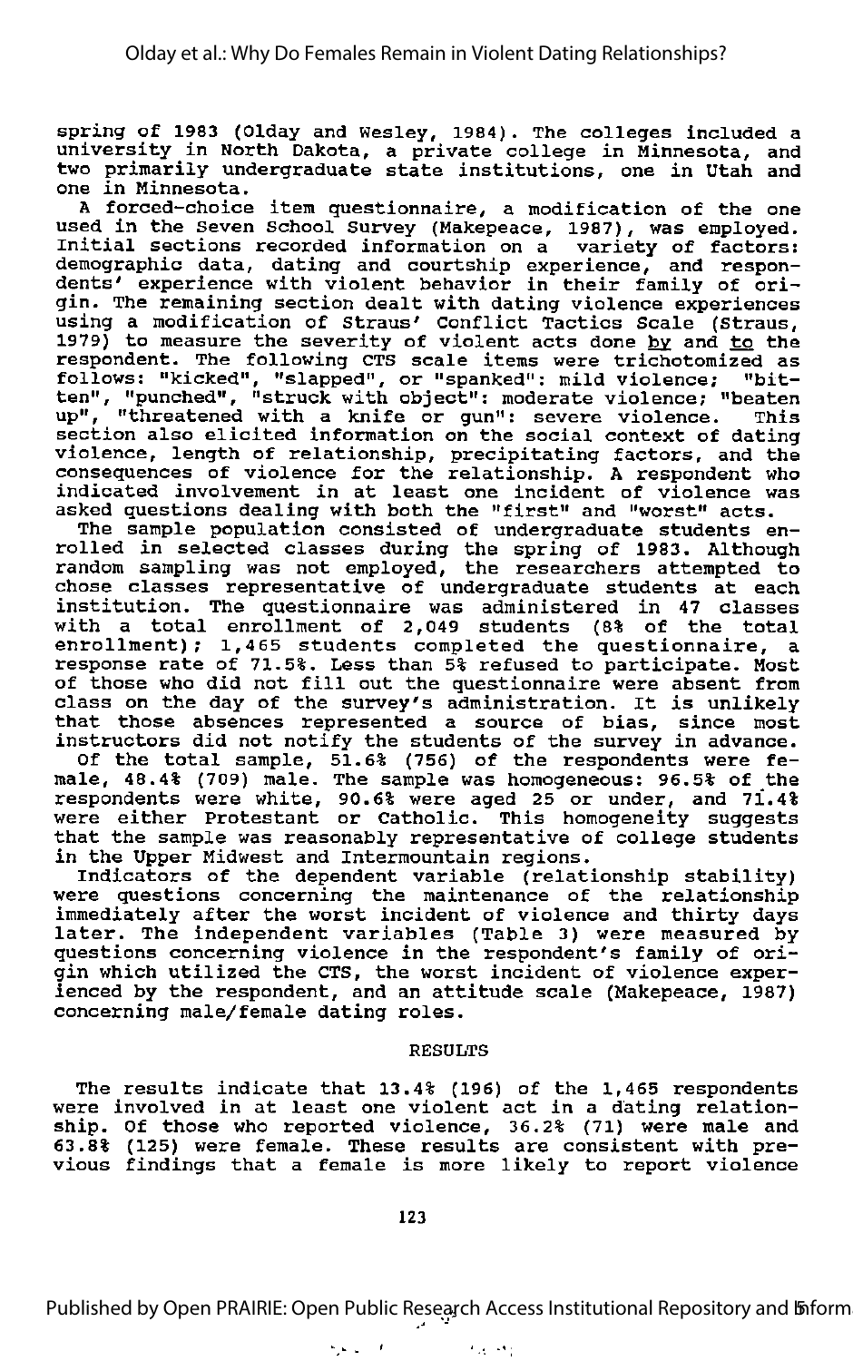spring of 1983 (Olday and Wesley, 1984). The colleges included a university in North Dakota, a private college in Minnesota, and two primarily undergraduate state institutions, one in Utah and one in Minnesota.

A forced-choice item questionnaire, a modification of the one used in the Seven School Survey (Makepeace, 1987), was employed. Initial sections recorded information on a variety of factors: demographic data, dating and courtship experience, and respondents' experience with violent behavior in their family of origin. The remaining section dealt with dating violence experiences using a modification of Straus' Conflict Tactics Scale (Straus, 1979) to measure the severity of violent acts done by and to the respondent. The following CTS scale items were trichotomized as follows: "kicked", "slapped", or "spanked": mild violence; "bitten", "punched", "struck with object": moderate violence; "beaten up", "threatened with a knife or gun": severe violence. This section also elicited information on the social context of dating violence, length of relationship, precipitating factors, and the consequences of violence for the relationship. A respondent who indicated involvement in at least one incident of violence was asked questions dealing with both the "first" and "worst" acts.

The sample population consisted of undergraduate students enrolled in selected classes during the spring of 1983. Although random sampling was not employed, the researchers attempted to chose classes representative of undergraduate students at each institution. The questionnaire was administered in 47 classes with a total enrollment of 2,049 students (8% of the total enrollment); 1,465 students completed the questionnaire, a response rate of 71.5%. Less than 5% refused to participate. Most of those who did not fill out the questionnaire were absent from class on the day of the survey's administration. It is unlikely that those absences represented a source of bias, since most instructors did not notify the students of the survey in advance.

Of the total sample, 51.6% (756) of the respondents were female, 48.4% (709) male. The sample was homogeneous: 96.5% of the respondents were white, 90.6% were aged 25 or under, and 71.4% were either Protestant or Catholic. This homogeneity suggests that the sample was reasonably representative of college students in the Upper Midwest and Intermountain regions.

Indicators of the dependent variable (relationship stability) were questions concerning the maintenance of the relationship immediately after the worst incident of violence and thirty days later. The independent variables (Table 3) were measured by questions concerning violence in the respondent's family of origin which utilized the CTS, the worst incident of violence experienced by the respondent, and an attitude scale (Makepeace, 1987) concerning male/female dating roles.

## RESULTS

The results indicate that 13.4% (196) of the 1,465 respondents were involved in at least one violent act in a dating relationship. Of those who reported violence, 36.2% (71) were male and 63.8% (125) were female. These results are consistent with previous findings that a female is more likely to report violence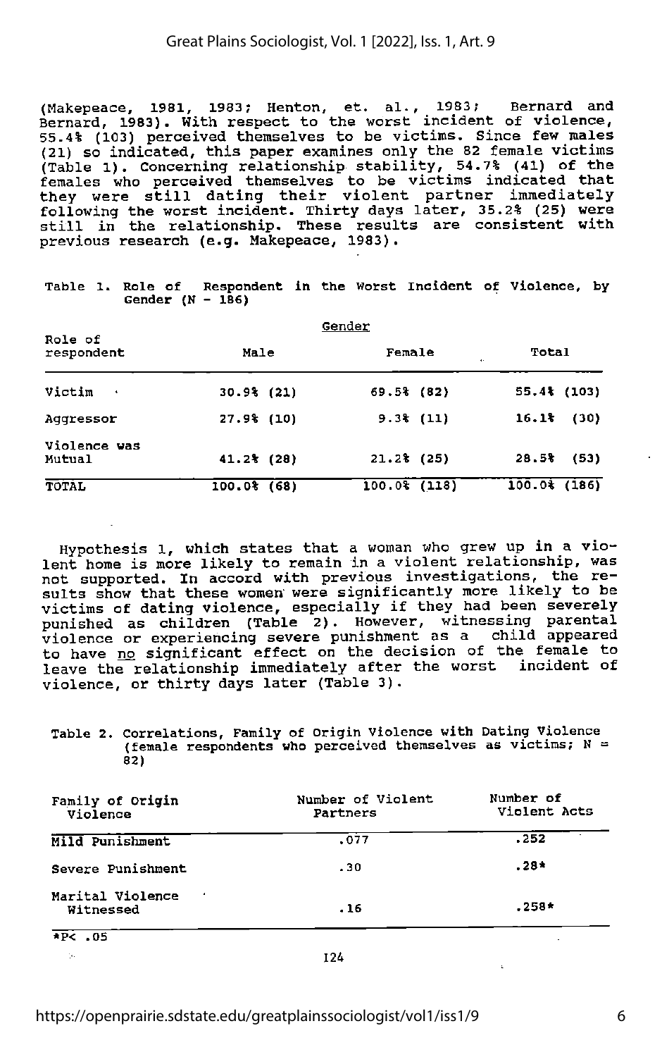(Makepeace, 1981, 1983; Henton, et. al., 1983; Bernard and Bernard, 1983). With respect to the worst incident of violence, 55.4% (103) perceived themselves to be victims. Since few males (21) so indicated, this paper examines only the 82 female victims (Table 1). Concerning relationship stability, 54.7% (41) of the females who perceived themselves to be victims indicated that they were still dating their violent partner immediately following the worst incident. Thirty days later, 35.2% (25) were still in the relationship. These results are consistent with previous research (e.g. Makepeace, 1983).

Table 1. Role of Respondent in the Worst Incident of Violence, by Gender (N - 186)

| Role of respondent | Gender | | |
|---|---|---|---|
| | Male | Female | Total |
| Victim | 30.9% (21) | 69.5% (82) | 55.4% (103) |
| Aggressor | 27.9% (10) | 9.3% (11) | 16.1% (30) |
| Violence was Mutual | 41.2% (28) | 21.2% (25) | 28.5% (53) |
| TOTAL | 100.0% (68) | 100.0% (118) | 100.0% (186) |

Hypothesis 1, which states that a woman who grew up in a violent home is more likely to remain in a violent relationship, was not supported. In accord with previous investigations, the results show that these women were significantly more likely to be victims of dating violence, especially if they had been severely punished as children (Table 2). However, witnessing parental violence or experiencing severe punishment as a child appeared to have no significant effect on the decision of the female to leave the relationship immediately after the worst incident of violence, or thirty days later (Table 3).

Table 2. Correlations, Family of Origin Violence with Dating Violence (female respondents who perceived themselves as victims; N = 82)

| Family of Origin Violence | Number of Violent Partners | Number of Violent Acts |
|---|---|---|
| Mild Punishment | .077 | .252 |
| Severe Punishment | .30 | .28* |
| Marital Violence Witnessed | .16 | .258* |

*P< .05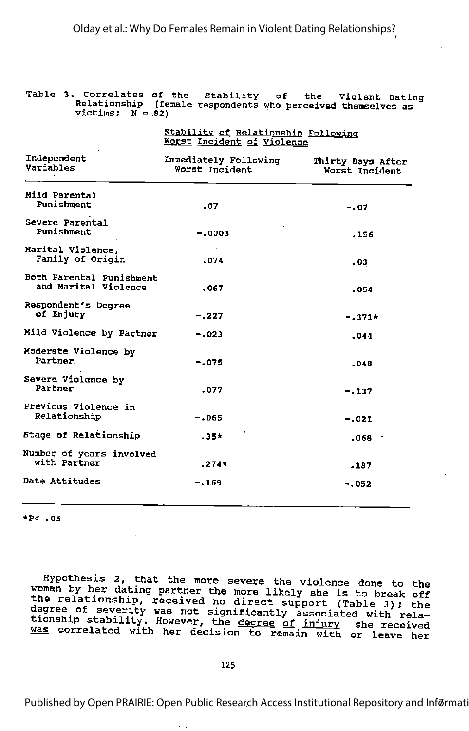Table 3. Correlates of the Stability of the Violent Dating Relationship (female respondents who perceived themselves as victims; N = 82)

| Independent Variables | Stability of Relationship Following Worst Incident of Violence | |
|---|---|---|
| | Immediately Following Worst Incident | Thirty Days After Worst Incident |
| Mild Parental Punishment | .07 | -.07 |
| Severe Parental Punishment | -.0003 | .156 |
| Marital Violence, Family of Origin | .074 | .03 |
| Both Parental Punishment and Marital Violence | .067 | .054 |
| Respondent's Degree of Injury | -.227 | -.371* |
| Mild Violence by Partner | -.023 | .044 |
| Moderate Violence by Partner | -.075 | .048 |
| Severe Violence by Partner | .077 | -.137 |
| Previous Violence in Relationship | -.065 | -.021 |
| Stage of Relationship | .35* | .068 |
| Number of years involved with Partner | .274* | .187 |
| Date Attitudes | -.169 | -.052 |

*P< .05

Hypothesis 2, that the more severe the violence done to the woman by her dating partner the more likely she is to break off the relationship, received no direct support (Table 3); the degree of severity was not significantly associated with relationship stability. However, the <u>degree of injury</u> she received <u>was</u> correlated with her decision to remain with or leave her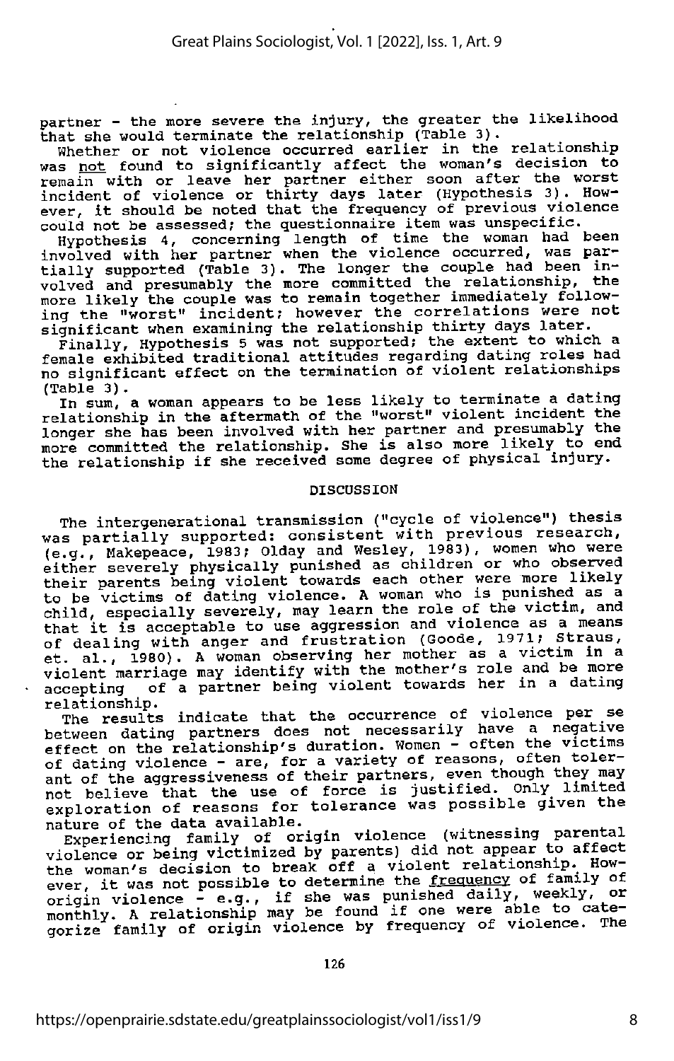partner - the more severe the injury, the greater the likelihood that she would terminate the relationship (Table 3).

Whether or not violence occurred earlier in the relationship was not found to significantly affect the woman's decision to remain with or leave her partner either soon after the worst incident of violence or thirty days later (Hypothesis 3). However, it should be noted that the frequency of previous violence could not be assessed; the questionnaire item was unspecific.

Hypothesis 4, concerning length of time the woman had been involved with her partner when the violence occurred, was partially supported (Table 3). The longer the couple had been involved and presumably the more committed the relationship, the more likely the couple was to remain together immediately following the "worst" incident; however the correlations were not significant when examining the relationship thirty days later.

Finally, Hypothesis 5 was not supported; the extent to which a female exhibited traditional attitudes regarding dating roles had no significant effect on the termination of violent relationships (Table 3).

In sum, a woman appears to be less likely to terminate a dating relationship in the aftermath of the "worst" violent incident the longer she has been involved with her partner and presumably the more committed the relationship. She is also more likely to end the relationship if she received some degree of physical injury.

## DISCUSSION

The intergenerational transmission ("cycle of violence") thesis was partially supported: consistent with previous research, (e.g., Makepeace, 1983; Olday and Wesley, 1983), women who were either severely physically punished as children or who observed their parents being violent towards each other were more likely to be victims of dating violence. A woman who is punished as a child, especially severely, may learn the role of the victim, and that it is acceptable to use aggression and violence as a means of dealing with anger and frustration (Goode, 1971; Straus, et. al., 1980). A woman observing her mother as a victim in a violent marriage may identify with the mother's role and be more accepting of a partner being violent towards her in a dating relationship.

The results indicate that the occurrence of violence per se between dating partners does not necessarily have a negative effect on the relationship's duration. Women - often the victims of dating violence - are, for a variety of reasons, often tolerant of the aggressiveness of their partners, even though they may not believe that the use of force is justified. Only limited exploration of reasons for tolerance was possible given the nature of the data available.

Experiencing family of origin violence (witnessing parental violence or being victimized by parents) did not appear to affect the woman's decision to break off a violent relationship. However, it was not possible to determine the frequency of family of origin violence - e.g., if she was punished daily, weekly, or monthly. A relationship may be found if one were able to categorize family of origin violence by frequency of violence. The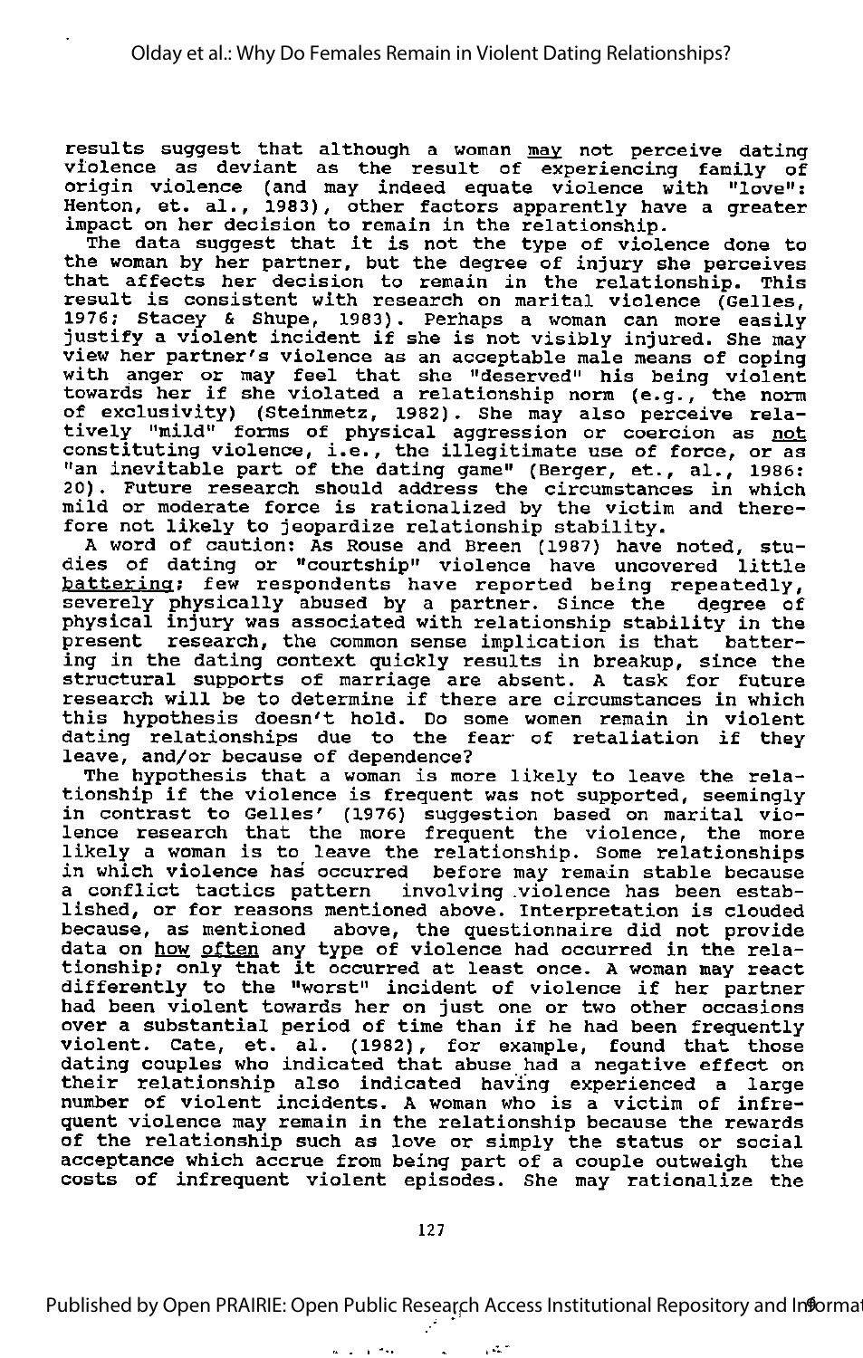results suggest that although a woman _may_ not perceive dating violence as deviant as the result of experiencing family of origin violence (and may indeed equate violence with "love": Henton, et. al., 1983), other factors apparently have a greater impact on her decision to remain in the relationship.

The data suggest that it is not the type of violence done to the woman by her partner, but the degree of injury she perceives that affects her decision to remain in the relationship. This result is consistent with research on marital violence (Gelles, 1976; Stacey & Shupe, 1983). Perhaps a woman can more easily justify a violent incident if she is not visibly injured. She may view her partner's violence as an acceptable male means of coping with anger or may feel that she "deserved" his being violent towards her if she violated a relationship norm (e.g., the norm of exclusivity) (Steinmetz, 1982). She may also perceive relatively "mild" forms of physical aggression or coercion as _not_ constituting violence, i.e., the illegitimate use of force, or as "an inevitable part of the dating game" (Berger, et., al., 1986: 20). Future research should address the circumstances in which mild or moderate force is rationalized by the victim and therefore not likely to jeopardize relationship stability.

A word of caution: As Rouse and Breen (1987) have noted, studies of dating or "courtship" violence have uncovered little _battering_; few respondents have reported being repeatedly, severely physically abused by a partner. Since the degree of physical injury was associated with relationship stability in the present research, the common sense implication is that battering in the dating context quickly results in breakup, since the structural supports of marriage are absent. A task for future research will be to determine if there are circumstances in which this hypothesis doesn't hold. Do some women remain in violent dating relationships due to the fear of retaliation if they leave, and/or because of dependence?

The hypothesis that a woman is more likely to leave the relationship if the violence is frequent was not supported, seemingly in contrast to Gelles' (1976) suggestion based on marital violence research that the more frequent the violence, the more likely a woman is to leave the relationship. Some relationships in which violence has occurred before may remain stable because a conflict tactics pattern involving violence has been established, or for reasons mentioned above. Interpretation is clouded because, as mentioned above, the questionnaire did not provide data on _how often_ any type of violence had occurred in the relationship; only that it occurred at least once. A woman may react differently to the "worst" incident of violence if her partner had been violent towards her on just one or two other occasions over a substantial period of time than if he had been frequently violent. Cate, et. al. (1982), for example, found that those dating couples who indicated that abuse had a negative effect on their relationship also indicated having experienced a large number of violent incidents. A woman who is a victim of infrequent violence may remain in the relationship because the rewards of the relationship such as love or simply the status or social acceptance which accrue from being part of a couple outweigh the costs of infrequent violent episodes. She may rationalize the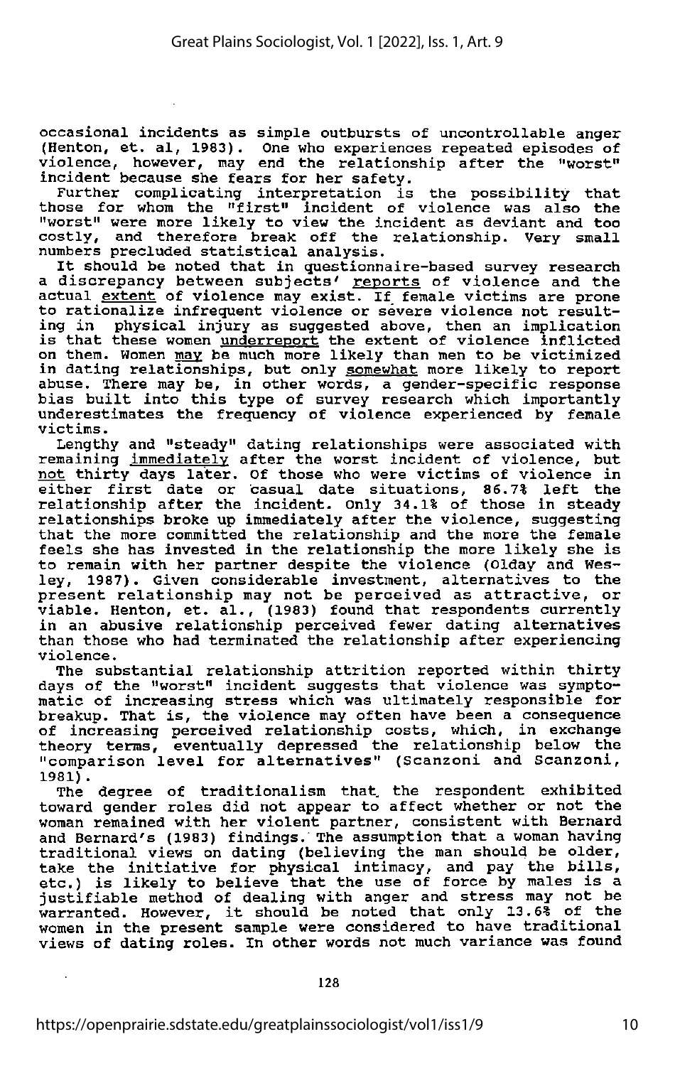occasional incidents as simple outbursts of uncontrollable anger (Henton, et. al, 1983). One who experiences repeated episodes of violence, however, may end the relationship after the "worst" incident because she fears for her safety.

Further complicating interpretation is the possibility that those for whom the "first" incident of violence was also the "worst" were more likely to view the incident as deviant and too costly, and therefore break off the relationship. Very small numbers precluded statistical analysis.

It should be noted that in questionnaire-based survey research a discrepancy between subjects' reports of violence and the actual extent of violence may exist. If female victims are prone to rationalize infrequent violence or severe violence not resulting in physical injury as suggested above, then an implication is that these women underreport the extent of violence inflicted on them. Women may be much more likely than men to be victimized in dating relationships, but only somewhat more likely to report abuse. There may be, in other words, a gender-specific response bias built into this type of survey research which importantly underestimates the frequency of violence experienced by female victims.

Lengthy and "steady" dating relationships were associated with remaining immediately after the worst incident of violence, but not thirty days later. Of those who were victims of violence in either first date or casual date situations, 86.7% left the relationship after the incident. Only 34.1% of those in steady relationships broke up immediately after the violence, suggesting that the more committed the relationship and the more the female feels she has invested in the relationship the more likely she is to remain with her partner despite the violence (Olday and Wesley, 1987). Given considerable investment, alternatives to the present relationship may not be perceived as attractive, or viable. Henton, et. al., (1983) found that respondents currently in an abusive relationship perceived fewer dating alternatives than those who had terminated the relationship after experiencing violence.

The substantial relationship attrition reported within thirty days of the "worst" incident suggests that violence was symptomatic of increasing stress which was ultimately responsible for breakup. That is, the violence may often have been a consequence of increasing perceived relationship costs, which, in exchange theory terms, eventually depressed the relationship below the "comparison level for alternatives" (Scanzoni and Scanzoni, 1981).

The degree of traditionalism that the respondent exhibited toward gender roles did not appear to affect whether or not the woman remained with her violent partner, consistent with Bernard and Bernard's (1983) findings. The assumption that a woman having traditional views on dating (believing the man should be older, take the initiative for physical intimacy, and pay the bills, etc.) is likely to believe that the use of force by males is a justifiable method of dealing with anger and stress may not be warranted. However, it should be noted that only 13.6% of the women in the present sample were considered to have traditional views of dating roles. In other words not much variance was found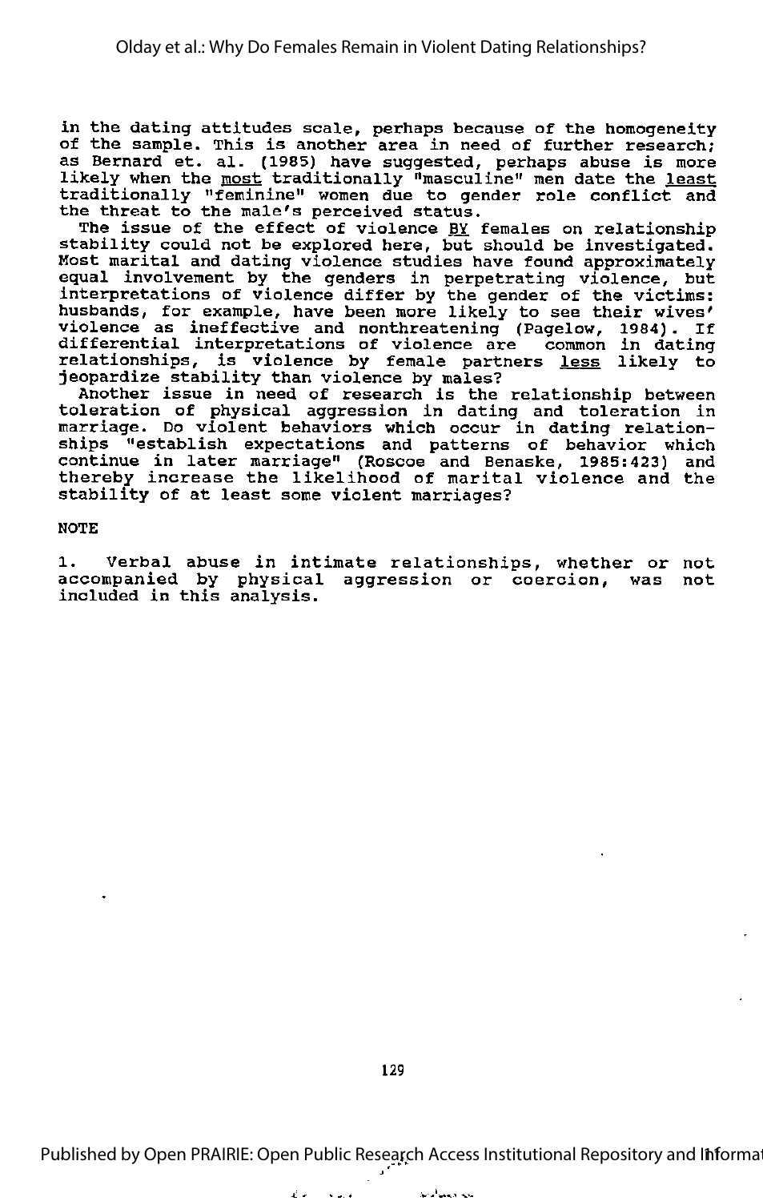in the dating attitudes scale, perhaps because of the homogeneity of the sample. This is another area in need of further research; as Bernard et. al. (1985) have suggested, perhaps abuse is more likely when the most traditionally "masculine" men date the least traditionally "feminine" women due to gender role conflict and the threat to the male's perceived status.

The issue of the effect of violence BY females on relationship stability could not be explored here, but should be investigated. Most marital and dating violence studies have found approximately equal involvement by the genders in perpetrating violence, but interpretations of violence differ by the gender of the victims: husbands, for example, have been more likely to see their wives' violence as ineffective and nonthreatening (Pagelow, 1984). If differential interpretations of violence are common in dating relationships, is violence by female partners less likely to jeopardize stability than violence by males?

Another issue in need of research is the relationship between toleration of physical aggression in dating and toleration in marriage. Do violent behaviors which occur in dating relationships "establish expectations and patterns of behavior which continue in later marriage" (Roscoe and Benaske, 1985:423) and thereby increase the likelihood of marital violence and the stability of at least some violent marriages?

NOTE

1. Verbal abuse in intimate relationships, whether or not accompanied by physical aggression or coercion, was not included in this analysis.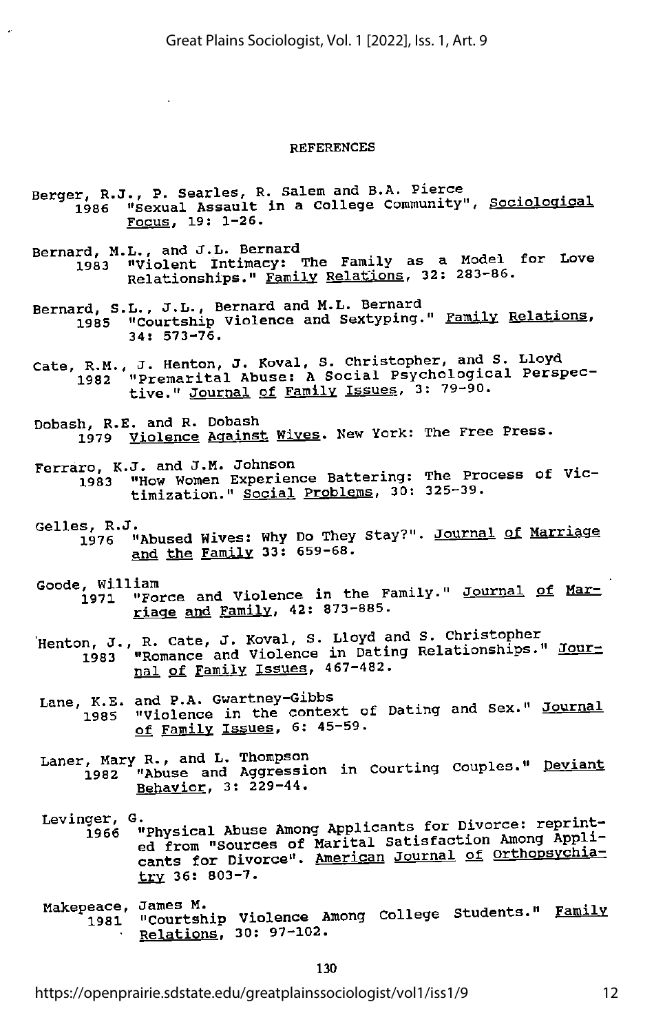## REFERENCES

Berger, R.J., P. Searles, R. Salem and B.A. Pierce
1986 "Sexual Assault in a College Community", Sociological Focus, 19: 1-26.

Bernard, M.L., and J.L. Bernard
1983 "Violent Intimacy: The Family as a Model for Love Relationships." Family Relations, 32: 283-86.

Bernard, S.L., J.L., Bernard and M.L. Bernard
1985 "Courtship Violence and Sextyping." Family Relations, 34: 573-76.

Cate, R.M., J. Henton, J. Koval, S. Christopher, and S. Lloyd
1982 "Premarital Abuse: A Social Psychological Perspective." Journal of Family Issues, 3: 79-90.

Dobash, R.E. and R. Dobash
1979 Violence Against Wives. New York: The Free Press.

Ferraro, K.J. and J.M. Johnson
1983 "How Women Experience Battering: The Process of Victimization." Social Problems, 30: 325-39.

Gelles, R.J.
1976 "Abused Wives: Why Do They Stay?". Journal of Marriage and the Family 33: 659-68.

Goode, William
1971 "Force and Violence in the Family." Journal of Marriage and Family, 42: 873-885.

Henton, J., R. Cate, J. Koval, S. Lloyd and S. Christopher
1983 "Romance and Violence in Dating Relationships." Journal of Family Issues, 467-482.

Lane, K.E. and P.A. Gwartney-Gibbs
1985 "Violence in the context of Dating and Sex." Journal of Family Issues, 6: 45-59.

Laner, Mary R., and L. Thompson
1982 "Abuse and Aggression in Courting Couples." Deviant Behavior, 3: 229-44.

Levinger, G.
1966 "Physical Abuse Among Applicants for Divorce: reprinted from "Sources of Marital Satisfaction Among Applicants for Divorce". American Journal of Orthopsychiatry 36: 803-7.

Makepeace, James M.
1981 "Courtship Violence Among College Students." Family Relations, 30: 97-102.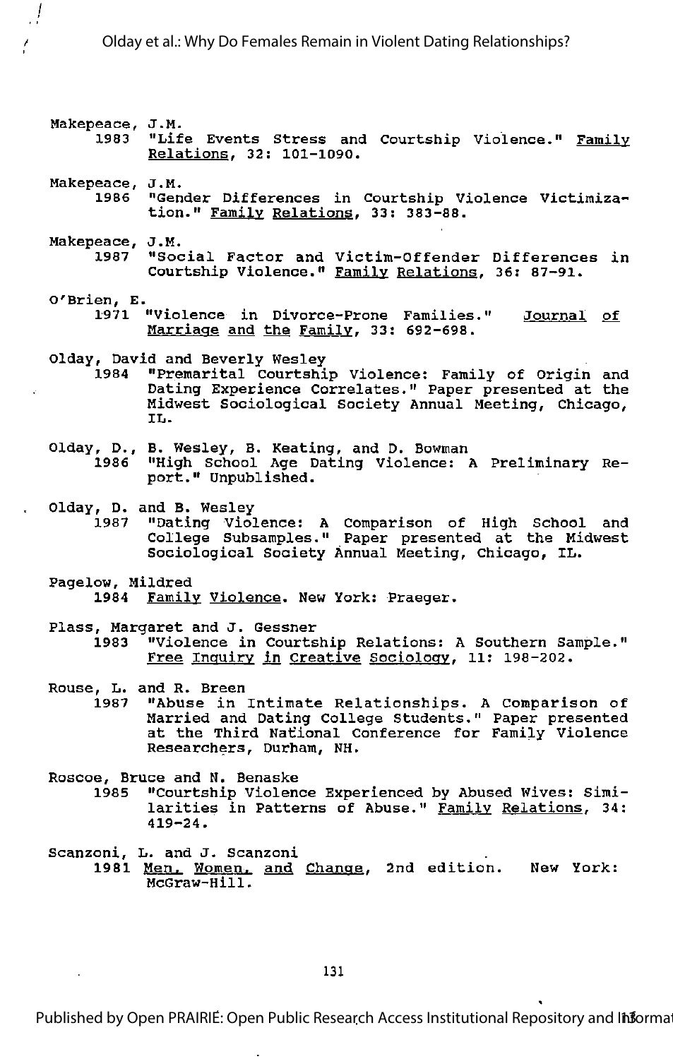Makepeace, J.M.
1983 "Life Events Stress and Courtship Violence." Family Relations, 32: 101-1090.

Makepeace, J.M.
1986 "Gender Differences in Courtship Violence Victimization." Family Relations, 33: 383-88.

Makepeace, J.M.
1987 "Social Factor and Victim-Offender Differences in Courtship Violence." Family Relations, 36: 87-91.

O'Brien, E.
1971 "Violence in Divorce-Prone Families." Journal of Marriage and the Family, 33: 692-698.

Olday, David and Beverly Wesley
1984 "Premarital Courtship Violence: Family of Origin and Dating Experience Correlates." Paper presented at the Midwest Sociological Society Annual Meeting, Chicago, IL.

Olday, D., B. Wesley, B. Keating, and D. Bowman
1986 "High School Age Dating Violence: A Preliminary Report." Unpublished.

Olday, D. and B. Wesley
1987 "Dating Violence: A Comparison of High School and College Subsamples." Paper presented at the Midwest Sociological Society Annual Meeting, Chicago, IL.

Pagelow, Mildred
1984 Family Violence. New York: Praeger.

Plass, Margaret and J. Gessner
1983 "Violence in Courtship Relations: A Southern Sample." Free Inquiry in Creative Sociology, 11: 198-202.

Rouse, L. and R. Breen
1987 "Abuse in Intimate Relationships. A Comparison of Married and Dating College Students." Paper presented at the Third National Conference for Family Violence Researchers, Durham, NH.

Roscoe, Bruce and N. Benaske
1985 "Courtship Violence Experienced by Abused Wives: Similarities in Patterns of Abuse." Family Relations, 34: 419-24.

Scanzoni, L. and J. Scanzoni
1981 Men, Women, and Change, 2nd edition. New York: McGraw-Hill.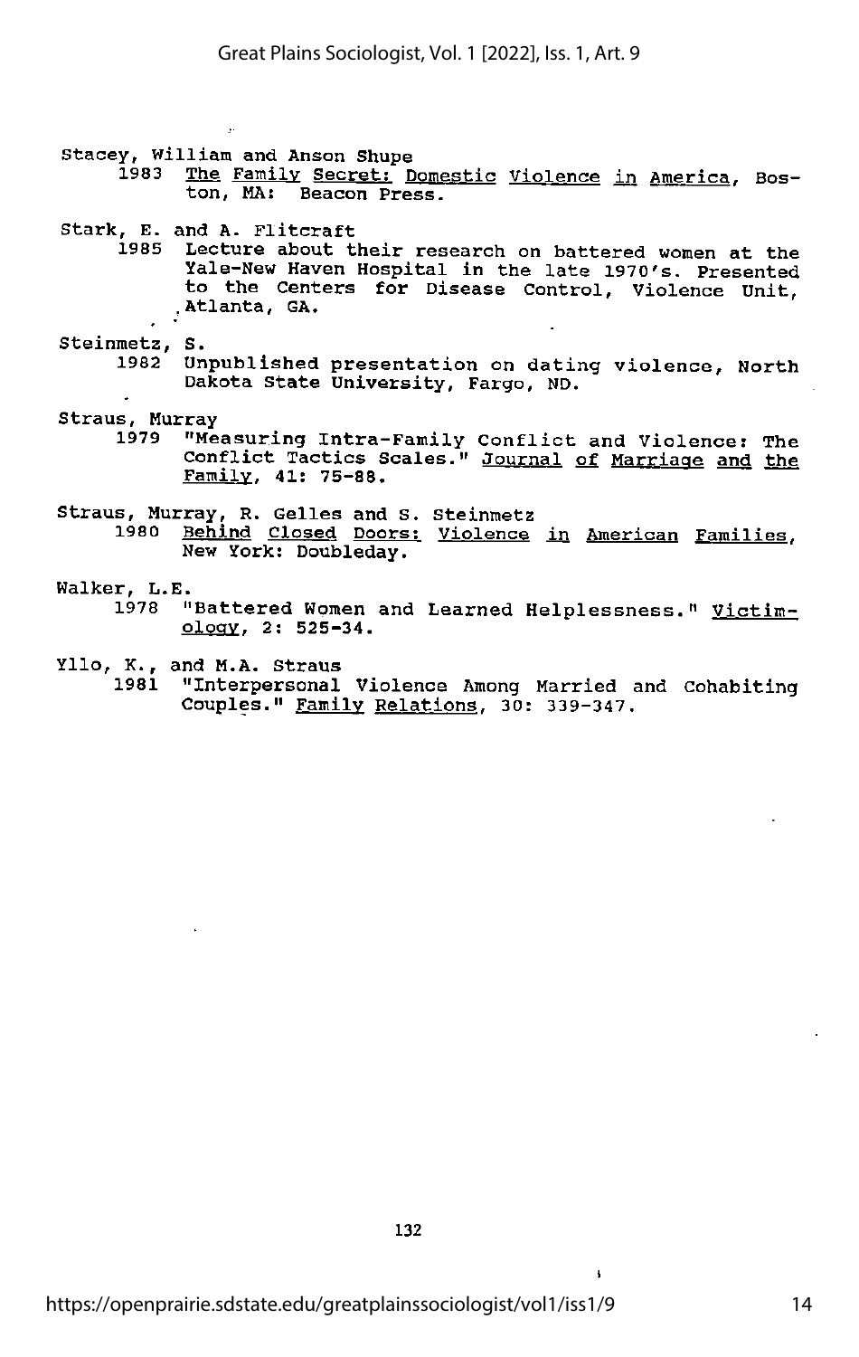Stacey, William and Anson Shupe
1983 *The Family Secret: Domestic Violence in America*, Boston, MA: Beacon Press.

Stark, E. and A. Flitcraft
1985 Lecture about their research on battered women at the Yale-New Haven Hospital in the late 1970's. Presented to the Centers for Disease Control, Violence Unit, Atlanta, GA.

Steinmetz, S.
1982 Unpublished presentation on dating violence, North Dakota State University, Fargo, ND.

Straus, Murray
1979 "Measuring Intra-Family Conflict and Violence: The Conflict Tactics Scales." *Journal of Marriage and the Family*, 41: 75-88.

Straus, Murray, R. Gelles and S. Steinmetz
1980 *Behind Closed Doors: Violence in American Families*, New York: Doubleday.

Walker, L.E.
1978 "Battered Women and Learned Helplessness." *Victimology*, 2: 525-34.

Yllo, K., and M.A. Straus
1981 "Interpersonal Violence Among Married and Cohabiting Couples." *Family Relations*, 30: 339-347.